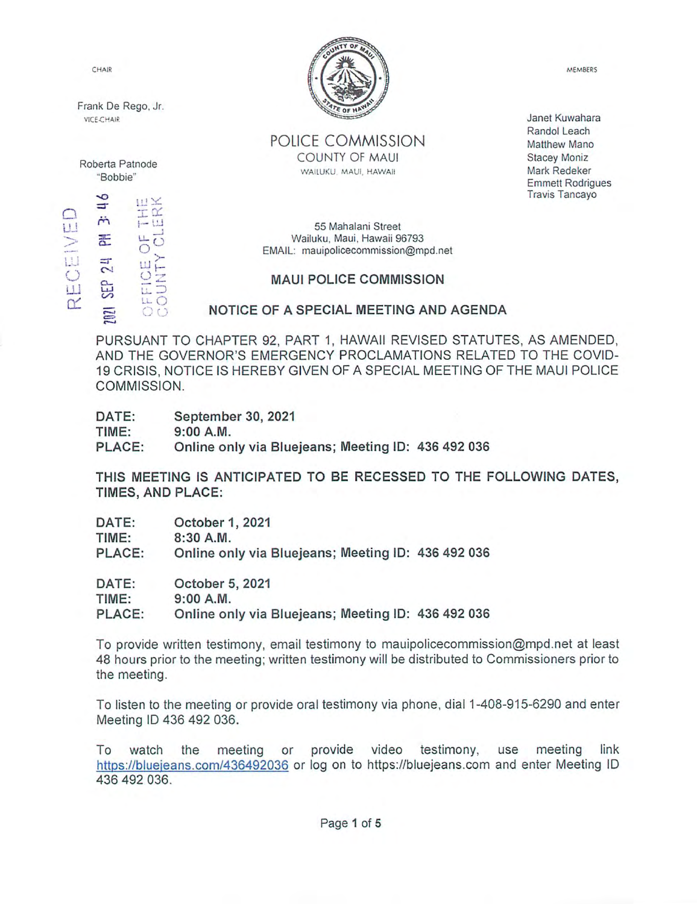CHAIR

Frank De Rego, Jr.
VICE-CHAIR

Roberta Patnode
"Bobbie"

RECEIVED
2021 SEP 24 PM 3: 46
OFFICE OF THE
COUNTY CLERK

POLICE COMMISSION
COUNTY OF MAUI
WAILUKU, MAUI, HAWAII

MEMBERS

Janet Kuwahara
Randol Leach
Matthew Mano
Stacey Moniz
Mark Redeker
Emmett Rodrigues
Travis Tancayo

55 Mahalani Street
Wailuku, Maui, Hawaii 96793
EMAIL: mauipolicecommission@mpd.net

## MAUI POLICE COMMISSION

## NOTICE OF A SPECIAL MEETING AND AGENDA

PURSUANT TO CHAPTER 92, PART 1, HAWAII REVISED STATUTES, AS AMENDED, AND THE GOVERNOR'S EMERGENCY PROCLAMATIONS RELATED TO THE COVID-19 CRISIS, NOTICE IS HEREBY GIVEN OF A SPECIAL MEETING OF THE MAUI POLICE COMMISSION.

**DATE:** **September 30, 2021**
**TIME:** **9:00 A.M.**
**PLACE:** **Online only via Bluejeans; Meeting ID: 436 492 036**

**THIS MEETING IS ANTICIPATED TO BE RECESSED TO THE FOLLOWING DATES, TIMES, AND PLACE:**

**DATE:** **October 1, 2021**
**TIME:** **8:30 A.M.**
**PLACE:** **Online only via Bluejeans; Meeting ID: 436 492 036**

**DATE:** **October 5, 2021**
**TIME:** **9:00 A.M.**
**PLACE:** **Online only via Bluejeans; Meeting ID: 436 492 036**

To provide written testimony, email testimony to mauipolicecommission@mpd.net at least 48 hours prior to the meeting; written testimony will be distributed to Commissioners prior to the meeting.

To listen to the meeting or provide oral testimony via phone, dial 1-408-915-6290 and enter Meeting ID 436 492 036.

To watch the meeting or provide video testimony, use meeting link https://bluejeans.com/436492036 or log on to https://bluejeans.com and enter Meeting ID 436 492 036.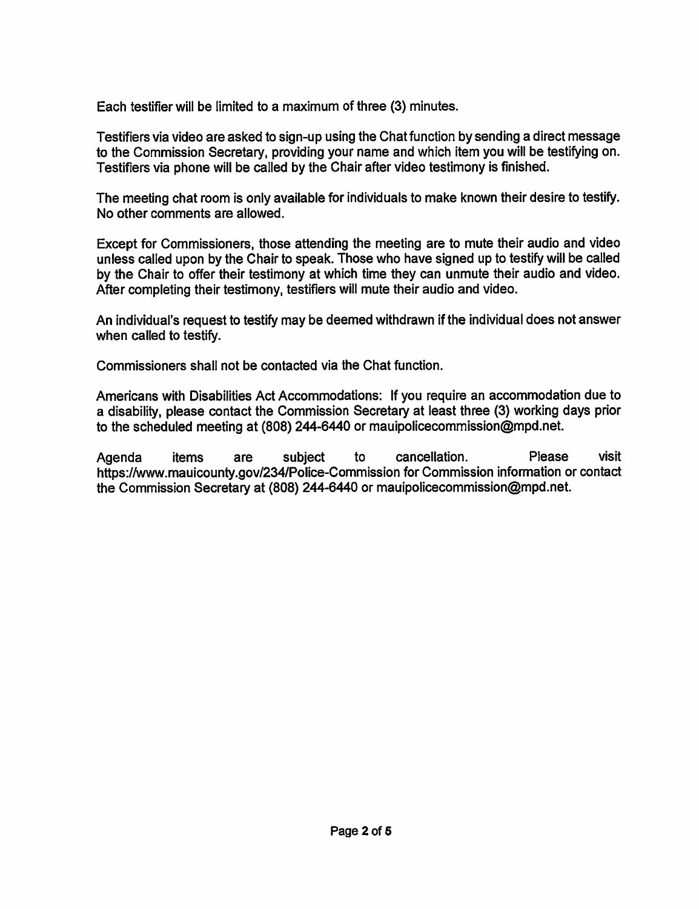Each testifier will be limited to a maximum of three (3) minutes.

Testifiers via video are asked to sign-up using the Chat function by sending a direct message to the Commission Secretary, providing your name and which item you will be testifying on. Testifiers via phone will be called by the Chair after video testimony is finished.

The meeting chat room is only available for individuals to make known their desire to testify. No other comments are allowed.

Except for Commissioners, those attending the meeting are to mute their audio and video unless called upon by the Chair to speak. Those who have signed up to testify will be called by the Chair to offer their testimony at which time they can unmute their audio and video. After completing their testimony, testifiers will mute their audio and video.

An individual's request to testify may be deemed withdrawn if the individual does not answer when called to testify.

Commissioners shall not be contacted via the Chat function.

Americans with Disabilities Act Accommodations: If you require an accommodation due to a disability, please contact the Commission Secretary at least three (3) working days prior to the scheduled meeting at (808) 244-6440 or mauipolicecommission@mpd.net.

Agenda items are subject to cancellation. Please visit https://www.mauicounty.gov/234/Police-Commission for Commission information or contact the Commission Secretary at (808) 244-6440 or mauipolicecommission@mpd.net.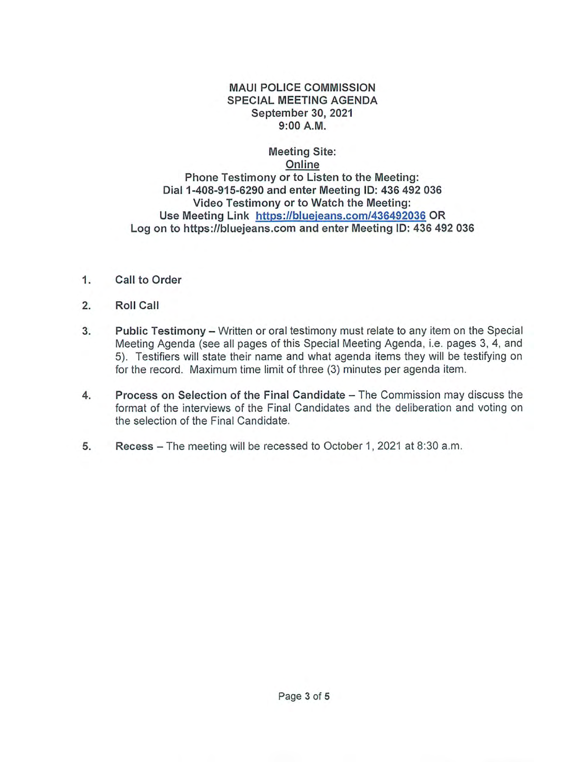**MAUI POLICE COMMISSION**
**SPECIAL MEETING AGENDA**
**September 30, 2021**
**9:00 A.M.**

**Meeting Site:**
**Online**
**Phone Testimony or to Listen to the Meeting:**
**Dial 1-408-915-6290 and enter Meeting ID: 436 492 036**
**Video Testimony or to Watch the Meeting:**
**Use Meeting Link [https://bluejeans.com/436492036](https://bluejeans.com/436492036) OR**
**Log on to https://bluejeans.com and enter Meeting ID: 436 492 036**

1. **Call to Order**

2. **Roll Call**

3. **Public Testimony** – Written or oral testimony must relate to any item on the Special Meeting Agenda (see all pages of this Special Meeting Agenda, i.e. pages 3, 4, and 5). Testifiers will state their name and what agenda items they will be testifying on for the record. Maximum time limit of three (3) minutes per agenda item.

4. **Process on Selection of the Final Candidate** – The Commission may discuss the format of the interviews of the Final Candidates and the deliberation and voting on the selection of the Final Candidate.

5. **Recess** – The meeting will be recessed to October 1, 2021 at 8:30 a.m.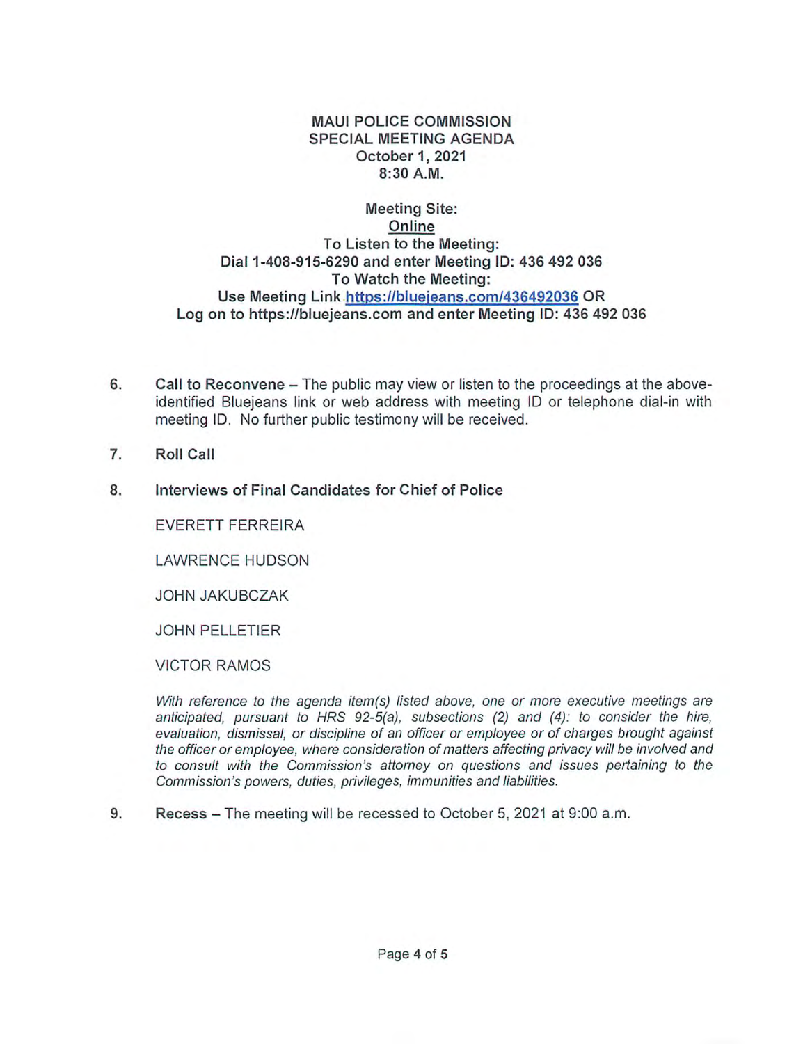**MAUI POLICE COMMISSION**
**SPECIAL MEETING AGENDA**
**October 1, 2021**
**8:30 A.M.**

**Meeting Site:**
**Online**
**To Listen to the Meeting:**
**Dial 1-408-915-6290 and enter Meeting ID: 436 492 036**
**To Watch the Meeting:**
**Use Meeting Link https://bluejeans.com/436492036 OR**
**Log on to https://bluejeans.com and enter Meeting ID: 436 492 036**

6. **Call to Reconvene** – The public may view or listen to the proceedings at the above-identified Bluejeans link or web address with meeting ID or telephone dial-in with meeting ID. No further public testimony will be received.

7. **Roll Call**

8. **Interviews of Final Candidates for Chief of Police**

   EVERETT FERREIRA

   LAWRENCE HUDSON

   JOHN JAKUBCZAK

   JOHN PELLETIER

   VICTOR RAMOS

   *With reference to the agenda item(s) listed above, one or more executive meetings are anticipated, pursuant to HRS 92-5(a), subsections (2) and (4): to consider the hire, evaluation, dismissal, or discipline of an officer or employee or of charges brought against the officer or employee, where consideration of matters affecting privacy will be involved and to consult with the Commission's attorney on questions and issues pertaining to the Commission's powers, duties, privileges, immunities and liabilities.*

9. **Recess** – The meeting will be recessed to October 5, 2021 at 9:00 a.m.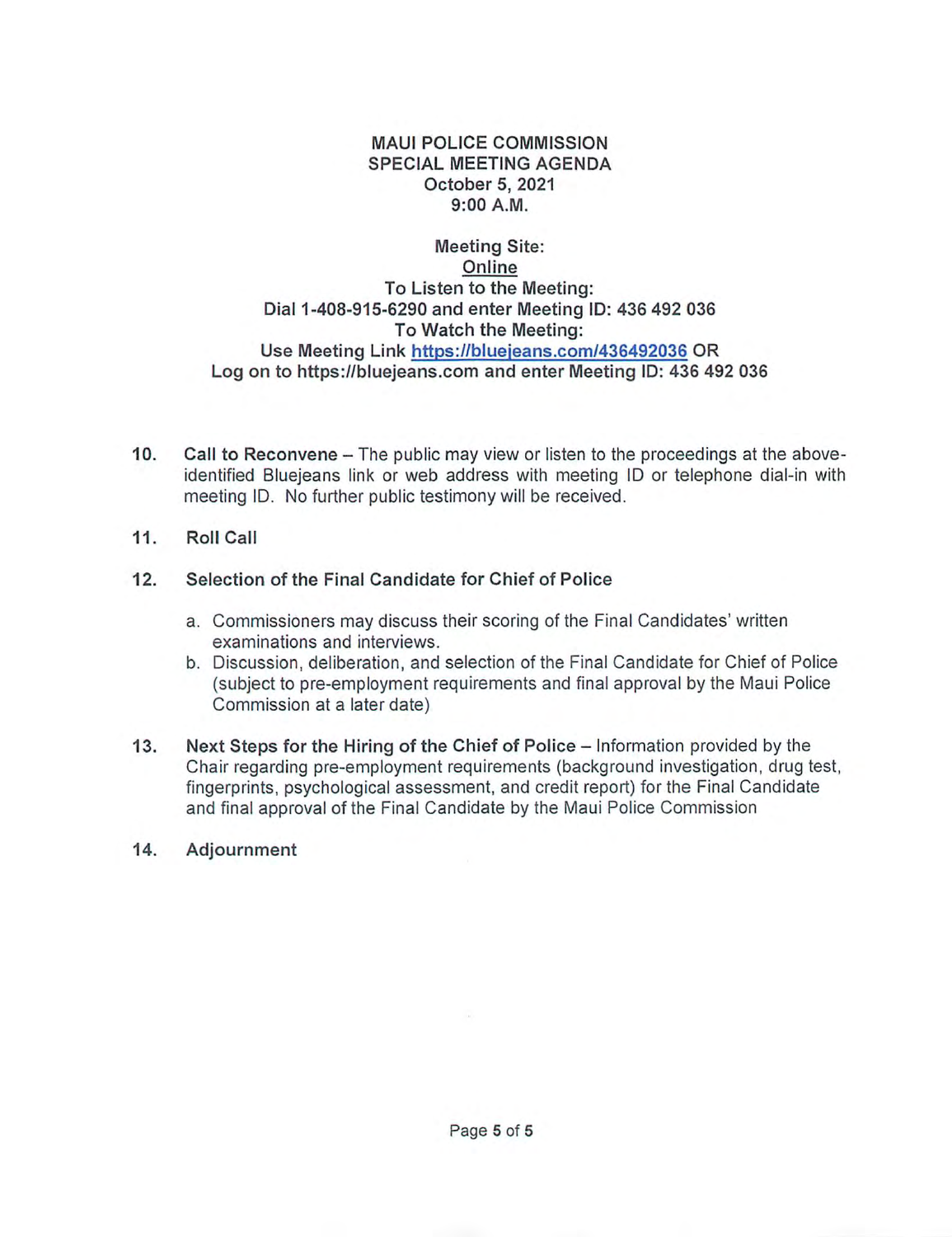**MAUI POLICE COMMISSION**
**SPECIAL MEETING AGENDA**
**October 5, 2021**
**9:00 A.M.**

**Meeting Site:**
**Online**
**To Listen to the Meeting:**
**Dial 1-408-915-6290 and enter Meeting ID: 436 492 036**
**To Watch the Meeting:**
**Use Meeting Link https://bluejeans.com/436492036 OR**
**Log on to https://bluejeans.com and enter Meeting ID: 436 492 036**

10. **Call to Reconvene** – The public may view or listen to the proceedings at the above-identified Bluejeans link or web address with meeting ID or telephone dial-in with meeting ID. No further public testimony will be received.

11. **Roll Call**

12. **Selection of the Final Candidate for Chief of Police**

    a. Commissioners may discuss their scoring of the Final Candidates' written examinations and interviews.
    b. Discussion, deliberation, and selection of the Final Candidate for Chief of Police (subject to pre-employment requirements and final approval by the Maui Police Commission at a later date)

13. **Next Steps for the Hiring of the Chief of Police** – Information provided by the Chair regarding pre-employment requirements (background investigation, drug test, fingerprints, psychological assessment, and credit report) for the Final Candidate and final approval of the Final Candidate by the Maui Police Commission

14. **Adjournment**